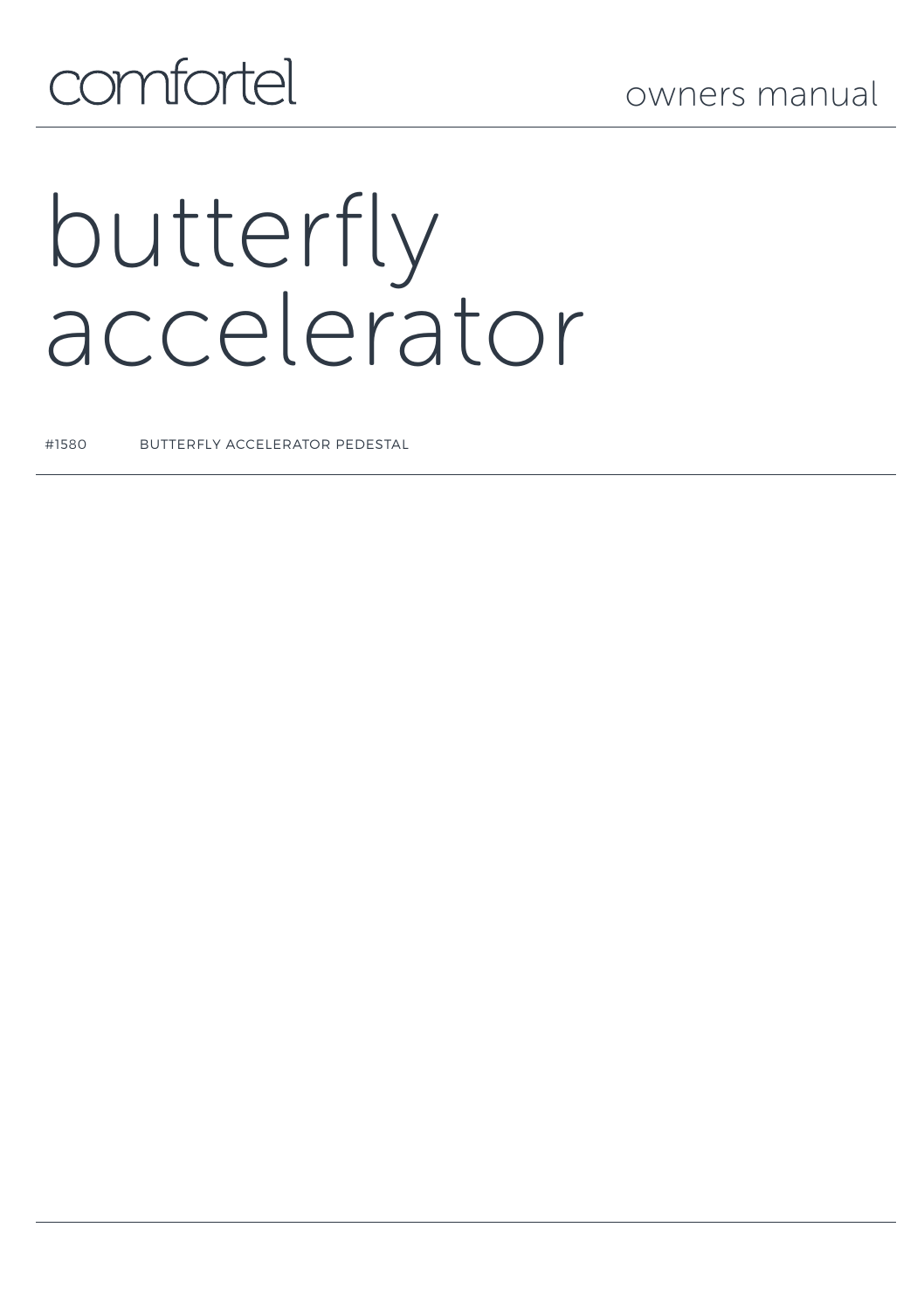comfortel

owners manual

# butterfly accelerator

#1580 BUTTERFLY ACCELERATOR PEDESTAL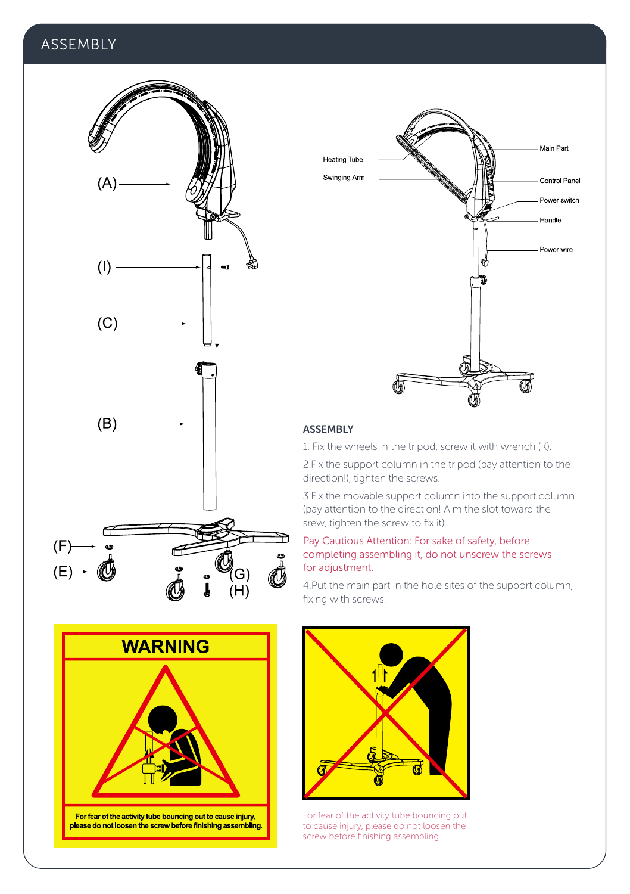# ASSEMBLY

(A)

(I)

(C)

(B)

(F)

(E)

(G)

(H)

Heating Tube

Swinging Arm

Main Part

Control Panel

Power switch

Handle

Power wire

## ASSEMBLY

1. Fix the wheels in the tripod, screw it with wrench (K).

2.Fix the support column in the tripod (pay attention to the direction!), tighten the screws.

3.Fix the movable support column into the support column (pay attention to the direction! Aim the slot toward the srew, tighten the screw to fix it).

Pay Cautious Attention: For sake of safety, before completing assembling it, do not unscrew the screws for adjustment.

4.Put the main part in the hole sites of the support column, fixing with screws.

**WARNING**

**For fear of the activity tube bouncing out to cause injury, please do not loosen the screw before finishing assembling.**

For fear of the activity tube bouncing out to cause injury, please do not loosen the screw before finishing assembling.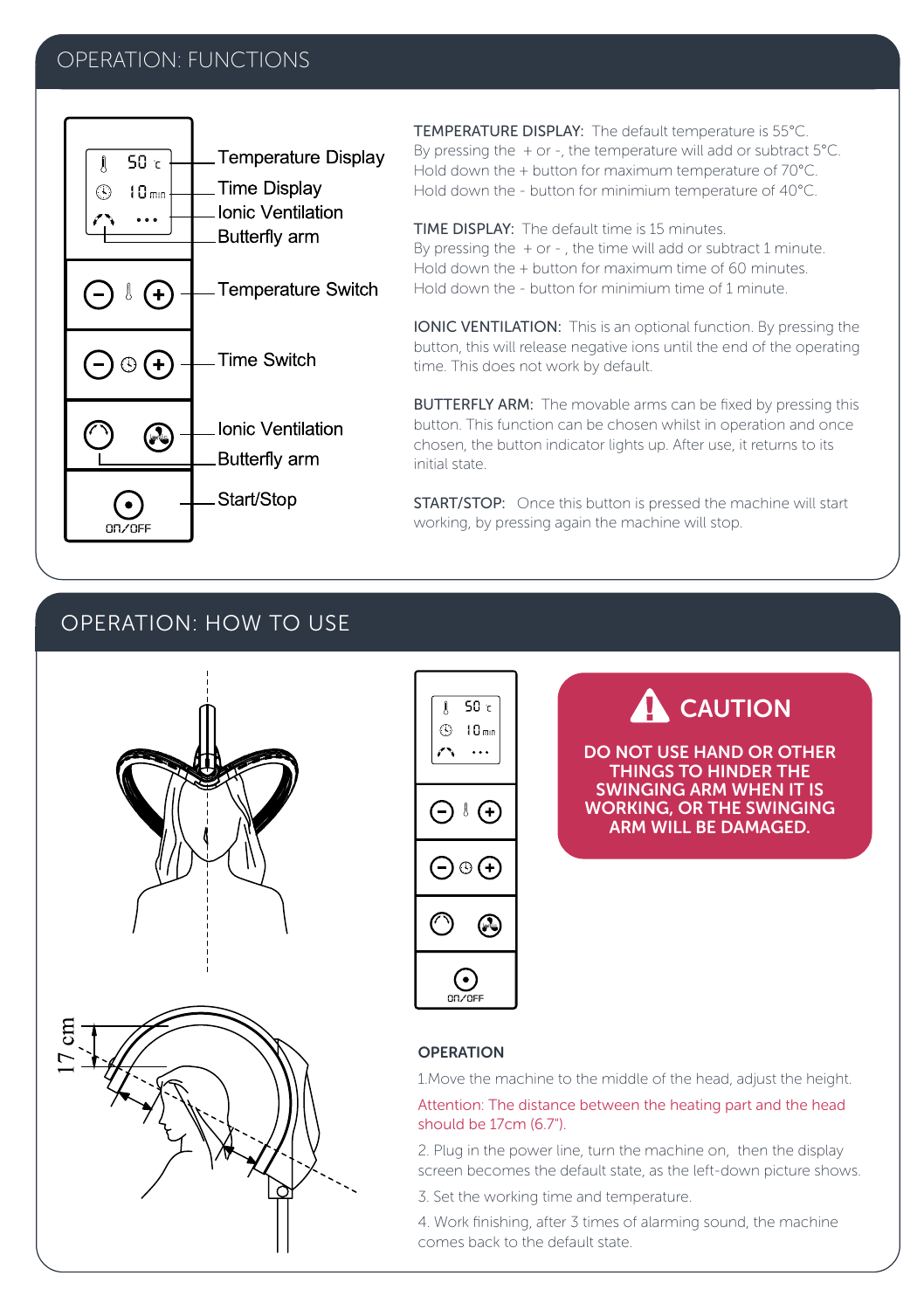## OPERATION: FUNCTIONS

Temperature Display
Time Display
Ionic Ventilation
Butterfly arm
Temperature Switch
Time Switch
Ionic Ventilation
Butterfly arm
Start/Stop

**TEMPERATURE DISPLAY:** The default temperature is 55°C.
By pressing the + or -, the temperature will add or subtract 5°C.
Hold down the + button for maximum temperature of 70°C.
Hold down the - button for minimium temperature of 40°C.

**TIME DISPLAY:** The default time is 15 minutes.
By pressing the + or - , the time will add or subtract 1 minute.
Hold down the + button for maximum time of 60 minutes.
Hold down the - button for minimium time of 1 minute.

**IONIC VENTILATION:** This is an optional function. By pressing the button, this will release negative ions until the end of the operating time. This does not work by default.

**BUTTERFLY ARM:** The movable arms can be fixed by pressing this button. This function can be chosen whilst in operation and once chosen, the button indicator lights up. After use, it returns to its initial state.

**START/STOP:** Once this button is pressed the machine will start working, by pressing again the machine will stop.

## OPERATION: HOW TO USE

17 cm

**CAUTION**

**DO NOT USE HAND OR OTHER THINGS TO HINDER THE SWINGING ARM WHEN IT IS WORKING, OR THE SWINGING ARM WILL BE DAMAGED.**

### OPERATION

1.Move the machine to the middle of the head, adjust the height.

Attention: The distance between the heating part and the head should be 17cm (6.7").

2. Plug in the power line, turn the machine on, then the display screen becomes the default state, as the left-down picture shows.

3. Set the working time and temperature.

4. Work finishing, after 3 times of alarming sound, the machine comes back to the default state.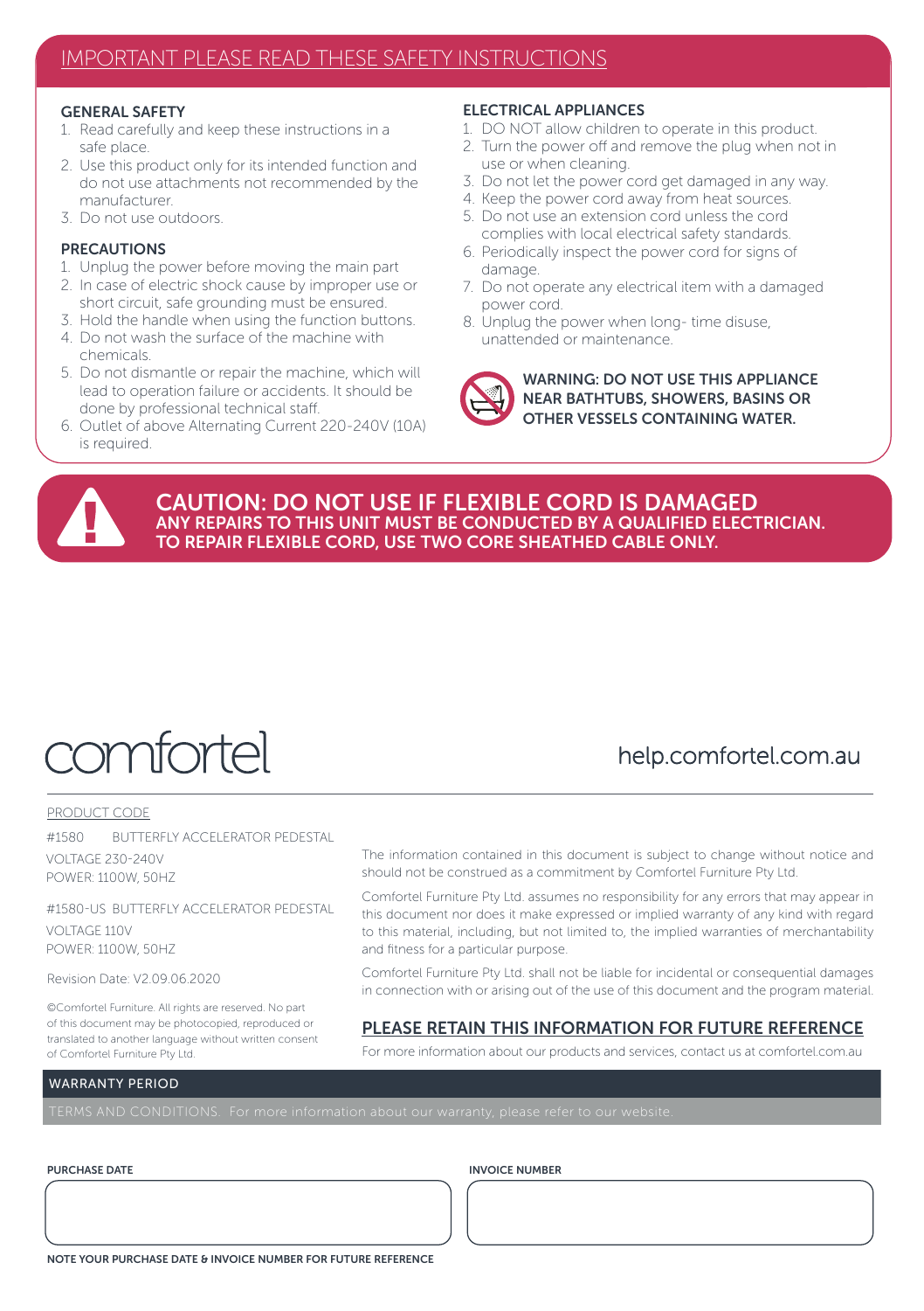# IMPORTANT PLEASE READ THESE SAFETY INSTRUCTIONS

### GENERAL SAFETY

1. Read carefully and keep these instructions in a safe place.
2. Use this product only for its intended function and do not use attachments not recommended by the manufacturer.
3. Do not use outdoors.

### PRECAUTIONS

1. Unplug the power before moving the main part
2. In case of electric shock cause by improper use or short circuit, safe grounding must be ensured.
3. Hold the handle when using the function buttons.
4. Do not wash the surface of the machine with chemicals.
5. Do not dismantle or repair the machine, which will lead to operation failure or accidents. It should be done by professional technical staff.
6. Outlet of above Alternating Current 220-240V (10A) is required.

### ELECTRICAL APPLIANCES

1. DO NOT allow children to operate in this product.
2. Turn the power off and remove the plug when not in use or when cleaning.
3. Do not let the power cord get damaged in any way.
4. Keep the power cord away from heat sources.
5. Do not use an extension cord unless the cord complies with local electrical safety standards.
6. Periodically inspect the power cord for signs of damage.
7. Do not operate any electrical item with a damaged power cord.
8. Unplug the power when long- time disuse, unattended or maintenance.

**WARNING: DO NOT USE THIS APPLIANCE NEAR BATHTUBS, SHOWERS, BASINS OR OTHER VESSELS CONTAINING WATER.**

**CAUTION: DO NOT USE IF FLEXIBLE CORD IS DAMAGED**
**ANY REPAIRS TO THIS UNIT MUST BE CONDUCTED BY A QUALIFIED ELECTRICIAN.**
**TO REPAIR FLEXIBLE CORD, USE TWO CORE SHEATHED CABLE ONLY.**

comfortel

help.comfortel.com.au

PRODUCT CODE

#1580 BUTTERFLY ACCELERATOR PEDESTAL
VOLTAGE 230-240V
POWER: 1100W, 50HZ

#1580-US BUTTERFLY ACCELERATOR PEDESTAL
VOLTAGE 110V
POWER: 1100W, 50HZ

Revision Date: V2.09.06.2020

©Comfortel Furniture. All rights are reserved. No part of this document may be photocopied, reproduced or translated to another language without written consent of Comfortel Furniture Pty Ltd.

The information contained in this document is subject to change without notice and should not be construed as a commitment by Comfortel Furniture Pty Ltd.

Comfortel Furniture Pty Ltd. assumes no responsibility for any errors that may appear in this document nor does it make expressed or implied warranty of any kind with regard to this material, including, but not limited to, the implied warranties of merchantability and fitness for a particular purpose.

Comfortel Furniture Pty Ltd. shall not be liable for incidental or consequential damages in connection with or arising out of the use of this document and the program material.

## PLEASE RETAIN THIS INFORMATION FOR FUTURE REFERENCE

For more information about our products and services, contact us at comfortel.com.au

WARRANTY PERIOD

TERMS AND CONDITIONS. For more information about our warranty, please refer to our website.

| PURCHASE DATE | INVOICE NUMBER |
| --- | --- |
| | |

NOTE YOUR PURCHASE DATE & INVOICE NUMBER FOR FUTURE REFERENCE